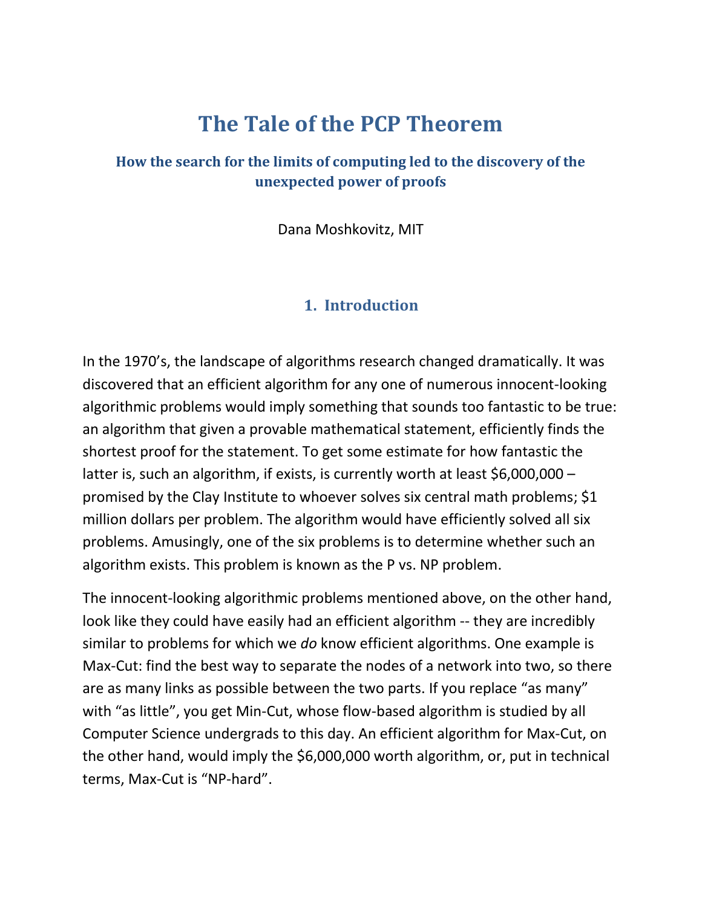# The Tale of the PCP Theorem

### How the search for the limits of computing led to the discovery of the unexpected power of proofs

Dana Moshkovitz, MIT

## 1. Introduction

In the 1970's, the landscape of algorithms research changed dramatically. It was discovered that an efficient algorithm for any one of numerous innocent-looking algorithmic problems would imply something that sounds too fantastic to be true: an algorithm that given a provable mathematical statement, efficiently finds the shortest proof for the statement. To get some estimate for how fantastic the latter is, such an algorithm, if exists, is currently worth at least $6,000,000 – promised by the Clay Institute to whoever solves six central math problems; $1 million dollars per problem. The algorithm would have efficiently solved all six problems. Amusingly, one of the six problems is to determine whether such an algorithm exists. This problem is known as the P vs. NP problem.

The innocent-looking algorithmic problems mentioned above, on the other hand, look like they could have easily had an efficient algorithm -- they are incredibly similar to problems for which we *do* know efficient algorithms. One example is Max-Cut: find the best way to separate the nodes of a network into two, so there are as many links as possible between the two parts. If you replace "as many" with "as little", you get Min-Cut, whose flow-based algorithm is studied by all Computer Science undergrads to this day. An efficient algorithm for Max-Cut, on the other hand, would imply the $6,000,000 worth algorithm, or, put in technical terms, Max-Cut is "NP-hard".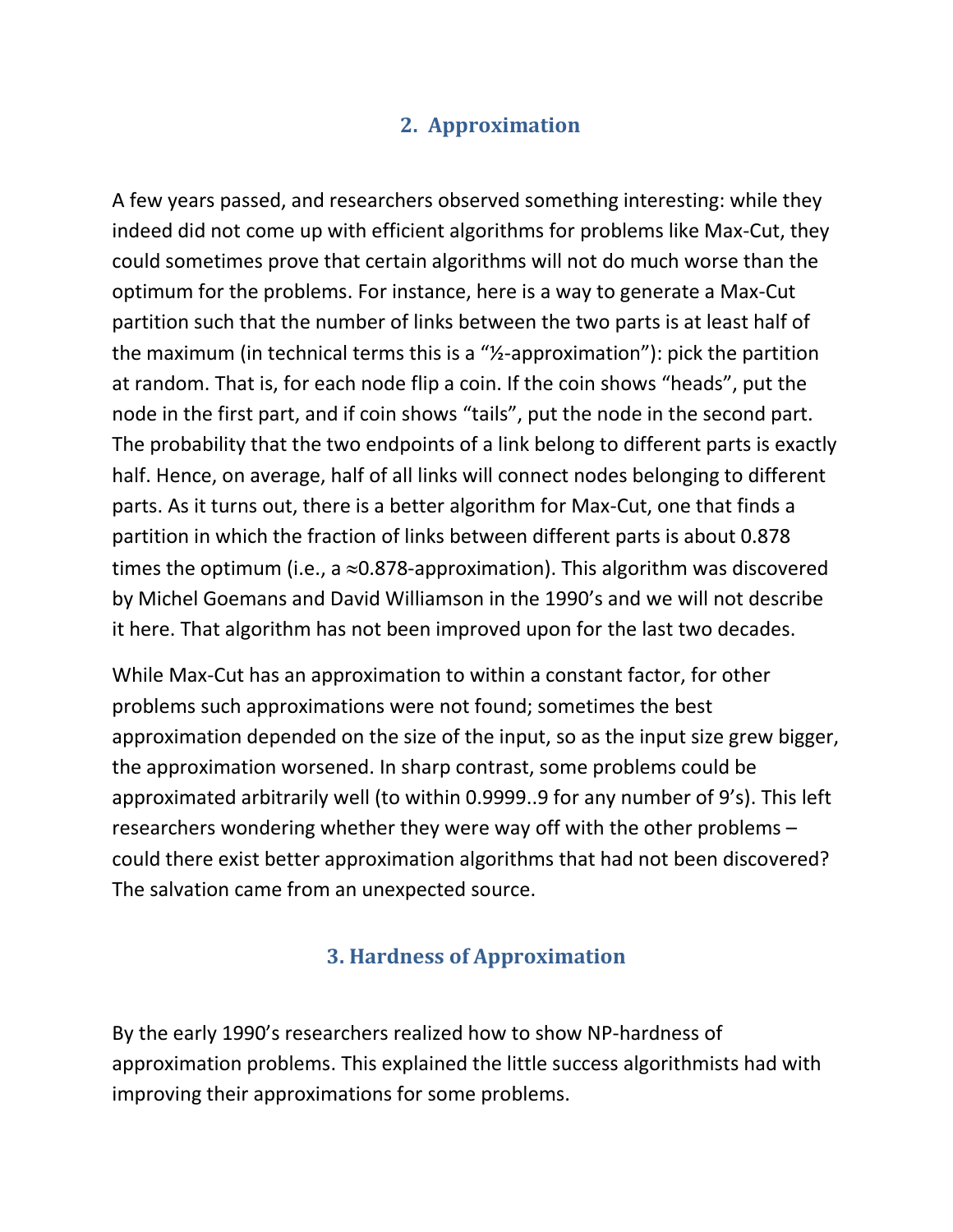## 2. Approximation

A few years passed, and researchers observed something interesting: while they indeed did not come up with efficient algorithms for problems like Max-Cut, they could sometimes prove that certain algorithms will not do much worse than the optimum for the problems. For instance, here is a way to generate a Max-Cut partition such that the number of links between the two parts is at least half of the maximum (in technical terms this is a "½-approximation"): pick the partition at random. That is, for each node flip a coin. If the coin shows "heads", put the node in the first part, and if coin shows "tails", put the node in the second part. The probability that the two endpoints of a link belong to different parts is exactly half. Hence, on average, half of all links will connect nodes belonging to different parts. As it turns out, there is a better algorithm for Max-Cut, one that finds a partition in which the fraction of links between different parts is about 0.878 times the optimum (i.e., a $\approx$0.878-approximation). This algorithm was discovered by Michel Goemans and David Williamson in the 1990's and we will not describe it here. That algorithm has not been improved upon for the last two decades.

While Max-Cut has an approximation to within a constant factor, for other problems such approximations were not found; sometimes the best approximation depended on the size of the input, so as the input size grew bigger, the approximation worsened. In sharp contrast, some problems could be approximated arbitrarily well (to within 0.9999..9 for any number of 9's). This left researchers wondering whether they were way off with the other problems – could there exist better approximation algorithms that had not been discovered? The salvation came from an unexpected source.

## 3. Hardness of Approximation

By the early 1990's researchers realized how to show NP-hardness of approximation problems. This explained the little success algorithmists had with improving their approximations for some problems.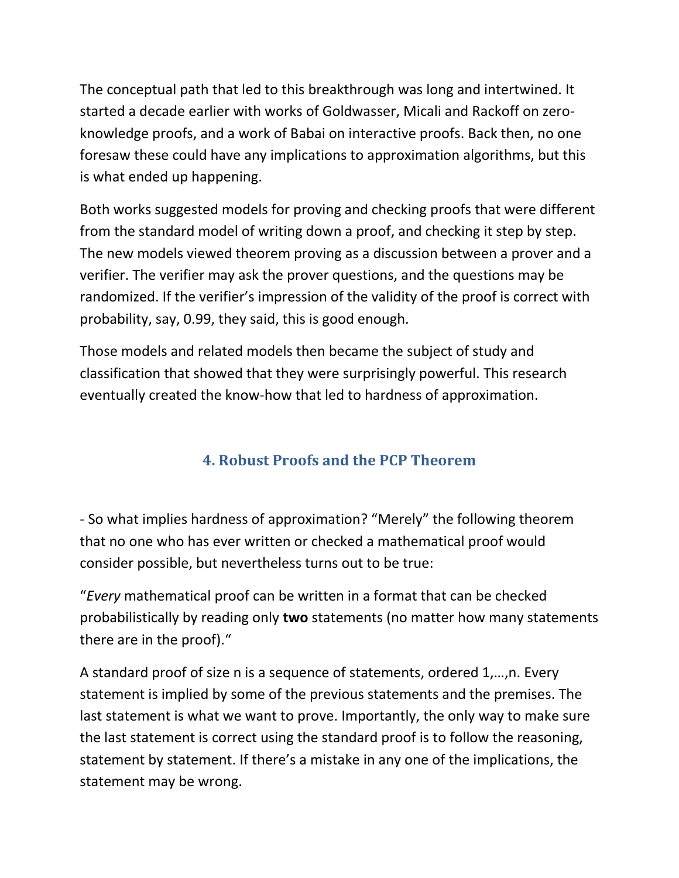The conceptual path that led to this breakthrough was long and intertwined. It started a decade earlier with works of Goldwasser, Micali and Rackoff on zero-knowledge proofs, and a work of Babai on interactive proofs. Back then, no one foresaw these could have any implications to approximation algorithms, but this is what ended up happening.

Both works suggested models for proving and checking proofs that were different from the standard model of writing down a proof, and checking it step by step. The new models viewed theorem proving as a discussion between a prover and a verifier. The verifier may ask the prover questions, and the questions may be randomized. If the verifier's impression of the validity of the proof is correct with probability, say, 0.99, they said, this is good enough.

Those models and related models then became the subject of study and classification that showed that they were surprisingly powerful. This research eventually created the know-how that led to hardness of approximation.

## 4. Robust Proofs and the PCP Theorem

- So what implies hardness of approximation? "Merely" the following theorem that no one who has ever written or checked a mathematical proof would consider possible, but nevertheless turns out to be true:

"*Every* mathematical proof can be written in a format that can be checked probabilistically by reading only **two** statements (no matter how many statements there are in the proof)."

A standard proof of size n is a sequence of statements, ordered 1,…,n. Every statement is implied by some of the previous statements and the premises. The last statement is what we want to prove. Importantly, the only way to make sure the last statement is correct using the standard proof is to follow the reasoning, statement by statement. If there's a mistake in any one of the implications, the statement may be wrong.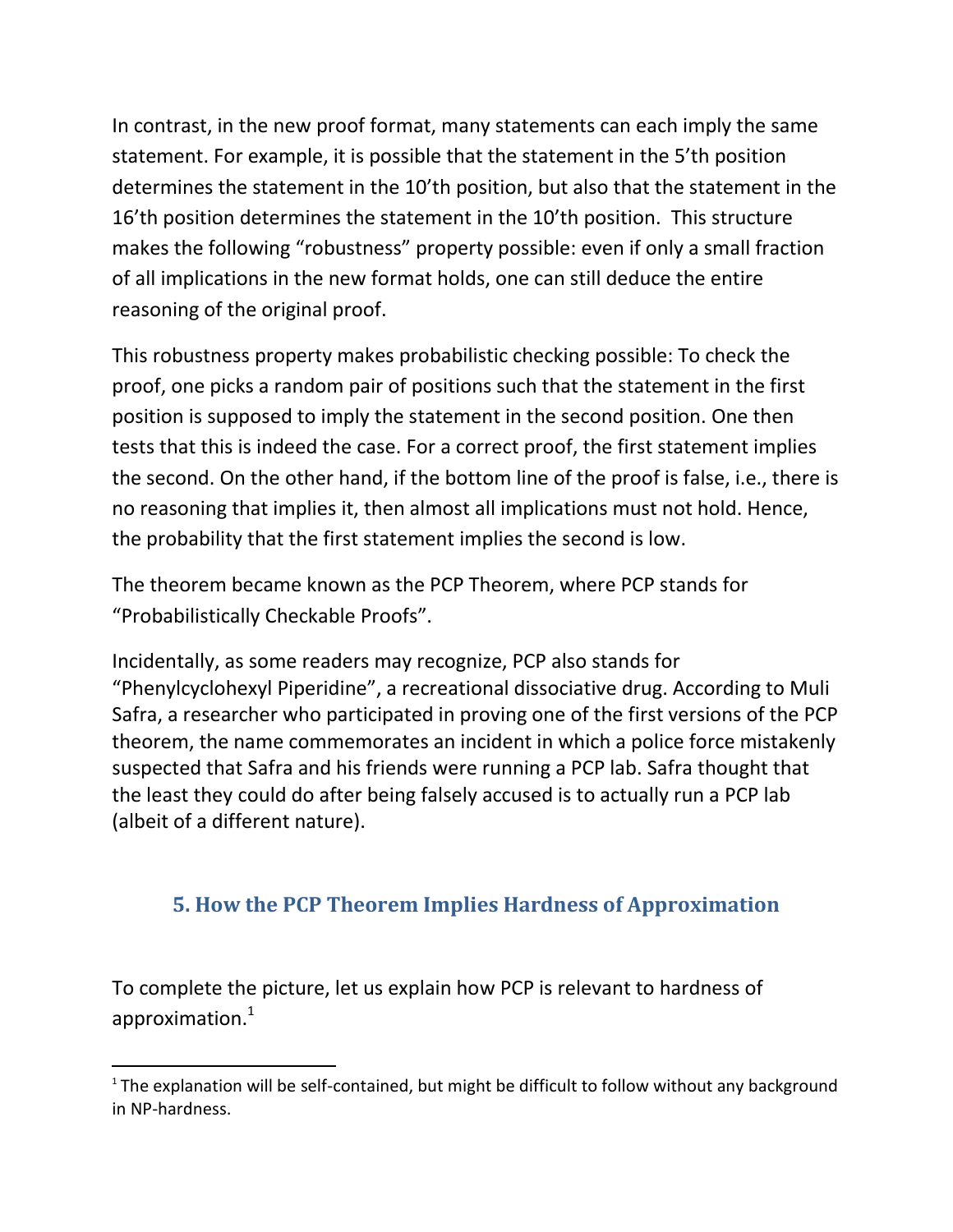In contrast, in the new proof format, many statements can each imply the same statement. For example, it is possible that the statement in the 5'th position determines the statement in the 10'th position, but also that the statement in the 16'th position determines the statement in the 10'th position. This structure makes the following "robustness" property possible: even if only a small fraction of all implications in the new format holds, one can still deduce the entire reasoning of the original proof.

This robustness property makes probabilistic checking possible: To check the proof, one picks a random pair of positions such that the statement in the first position is supposed to imply the statement in the second position. One then tests that this is indeed the case. For a correct proof, the first statement implies the second. On the other hand, if the bottom line of the proof is false, i.e., there is no reasoning that implies it, then almost all implications must not hold. Hence, the probability that the first statement implies the second is low.

The theorem became known as the PCP Theorem, where PCP stands for "Probabilistically Checkable Proofs".

Incidentally, as some readers may recognize, PCP also stands for "Phenylcyclohexyl Piperidine", a recreational dissociative drug. According to Muli Safra, a researcher who participated in proving one of the first versions of the PCP theorem, the name commemorates an incident in which a police force mistakenly suspected that Safra and his friends were running a PCP lab. Safra thought that the least they could do after being falsely accused is to actually run a PCP lab (albeit of a different nature).

## 5. How the PCP Theorem Implies Hardness of Approximation

To complete the picture, let us explain how PCP is relevant to hardness of approximation.[1]

[1] The explanation will be self-contained, but might be difficult to follow without any background in NP-hardness.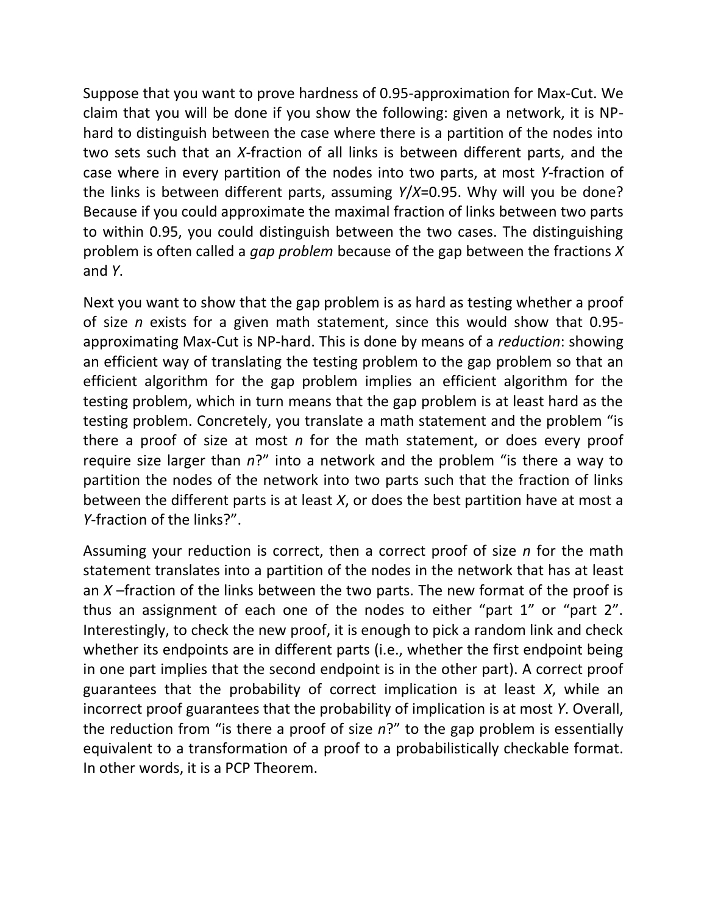Suppose that you want to prove hardness of 0.95-approximation for Max-Cut. We claim that you will be done if you show the following: given a network, it is NP-hard to distinguish between the case where there is a partition of the nodes into two sets such that an $X$-fraction of all links is between different parts, and the case where in every partition of the nodes into two parts, at most $Y$-fraction of the links is between different parts, assuming $Y/X=0.95$. Why will you be done? Because if you could approximate the maximal fraction of links between two parts to within 0.95, you could distinguish between the two cases. The distinguishing problem is often called a *gap problem* because of the gap between the fractions $X$ and $Y$.

Next you want to show that the gap problem is as hard as testing whether a proof of size $n$ exists for a given math statement, since this would show that 0.95-approximating Max-Cut is NP-hard. This is done by means of a *reduction*: showing an efficient way of translating the testing problem to the gap problem so that an efficient algorithm for the gap problem implies an efficient algorithm for the testing problem, which in turn means that the gap problem is at least hard as the testing problem. Concretely, you translate a math statement and the problem "is there a proof of size at most $n$ for the math statement, or does every proof require size larger than $n$?" into a network and the problem "is there a way to partition the nodes of the network into two parts such that the fraction of links between the different parts is at least $X$, or does the best partition have at most a $Y$-fraction of the links?".

Assuming your reduction is correct, then a correct proof of size $n$ for the math statement translates into a partition of the nodes in the network that has at least an $X$–fraction of the links between the two parts. The new format of the proof is thus an assignment of each one of the nodes to either "part 1" or "part 2". Interestingly, to check the new proof, it is enough to pick a random link and check whether its endpoints are in different parts (i.e., whether the first endpoint being in one part implies that the second endpoint is in the other part). A correct proof guarantees that the probability of correct implication is at least $X$, while an incorrect proof guarantees that the probability of implication is at most $Y$. Overall, the reduction from "is there a proof of size $n$?" to the gap problem is essentially equivalent to a transformation of a proof to a probabilistically checkable format. In other words, it is a PCP Theorem.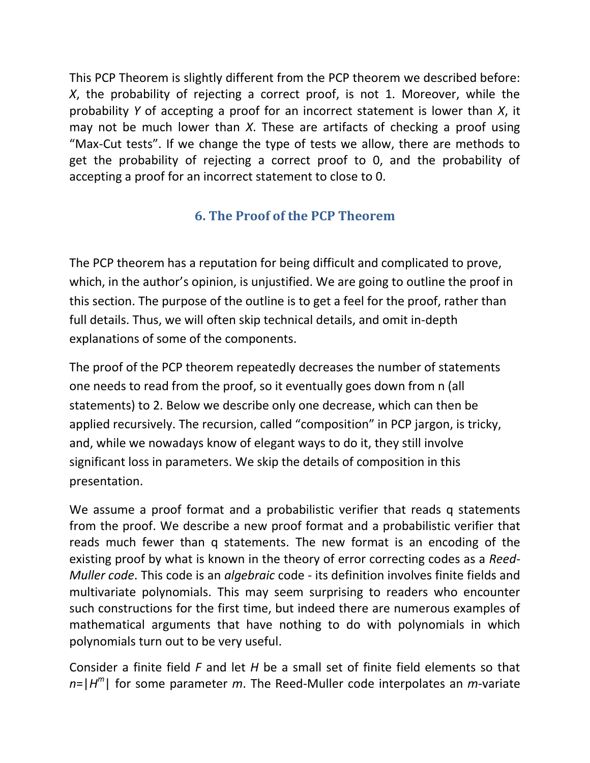This PCP Theorem is slightly different from the PCP theorem we described before: $X$, the probability of rejecting a correct proof, is not 1. Moreover, while the probability $Y$ of accepting a proof for an incorrect statement is lower than $X$, it may not be much lower than $X$. These are artifacts of checking a proof using "Max-Cut tests". If we change the type of tests we allow, there are methods to get the probability of rejecting a correct proof to 0, and the probability of accepting a proof for an incorrect statement to close to 0.

## 6. The Proof of the PCP Theorem

The PCP theorem has a reputation for being difficult and complicated to prove, which, in the author's opinion, is unjustified. We are going to outline the proof in this section. The purpose of the outline is to get a feel for the proof, rather than full details. Thus, we will often skip technical details, and omit in-depth explanations of some of the components.

The proof of the PCP theorem repeatedly decreases the number of statements one needs to read from the proof, so it eventually goes down from n (all statements) to 2. Below we describe only one decrease, which can then be applied recursively. The recursion, called "composition" in PCP jargon, is tricky, and, while we nowadays know of elegant ways to do it, they still involve significant loss in parameters. We skip the details of composition in this presentation.

We assume a proof format and a probabilistic verifier that reads q statements from the proof. We describe a new proof format and a probabilistic verifier that reads much fewer than q statements. The new format is an encoding of the existing proof by what is known in the theory of error correcting codes as a *Reed-Muller code*. This code is an *algebraic* code - its definition involves finite fields and multivariate polynomials. This may seem surprising to readers who encounter such constructions for the first time, but indeed there are numerous examples of mathematical arguments that have nothing to do with polynomials in which polynomials turn out to be very useful.

Consider a finite field $F$ and let $H$ be a small set of finite field elements so that $n=|H^m|$ for some parameter $m$. The Reed-Muller code interpolates an $m$-variate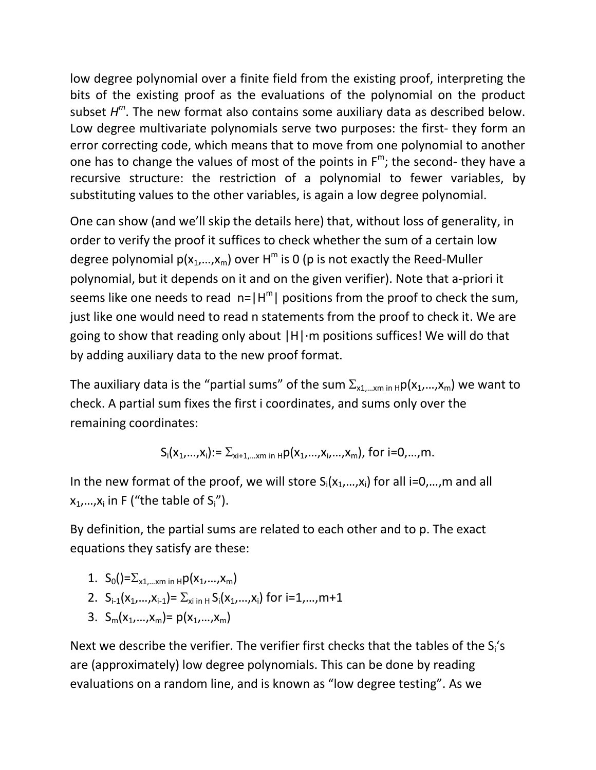low degree polynomial over a finite field from the existing proof, interpreting the bits of the existing proof as the evaluations of the polynomial on the product subset $H^m$. The new format also contains some auxiliary data as described below. Low degree multivariate polynomials serve two purposes: the first- they form an error correcting code, which means that to move from one polynomial to another one has to change the values of most of the points in $F^m$; the second- they have a recursive structure: the restriction of a polynomial to fewer variables, by substituting values to the other variables, is again a low degree polynomial.

One can show (and we'll skip the details here) that, without loss of generality, in order to verify the proof it suffices to check whether the sum of a certain low degree polynomial $p(x_1,\ldots,x_m)$ over $H^m$ is 0 (p is not exactly the Reed-Muller polynomial, but it depends on it and on the given verifier). Note that a-priori it seems like one needs to read $n=|H^m|$ positions from the proof to check the sum, just like one would need to read n statements from the proof to check it. We are going to show that reading only about $|H|\cdot m$ positions suffices! We will do that by adding auxiliary data to the new proof format.

The auxiliary data is the "partial sums" of the sum $\Sigma_{x_1,\ldots x_m \text{ in } H} p(x_1,\ldots,x_m)$ we want to check. A partial sum fixes the first i coordinates, and sums only over the remaining coordinates:

$$S_i(x_1,\ldots,x_i) := \Sigma_{x_{i+1},\ldots x_m \text{ in } H} p(x_1,\ldots,x_i,\ldots,x_m), \text{ for } i=0,\ldots,m.$$

In the new format of the proof, we will store $S_i(x_1,\ldots,x_i)$ for all $i=0,\ldots,m$ and all $x_1,\ldots,x_i$ in F ("the table of $S_i$").

By definition, the partial sums are related to each other and to p. The exact equations they satisfy are these:

1. $S_0() = \Sigma_{x_1,\ldots x_m \text{ in } H} p(x_1,\ldots,x_m)$
2. $S_{i-1}(x_1,\ldots,x_{i-1}) = \Sigma_{x_i \text{ in } H} S_i(x_1,\ldots,x_i)$ for $i=1,\ldots,m+1$
3. $S_m(x_1,\ldots,x_m) = p(x_1,\ldots,x_m)$

Next we describe the verifier. The verifier first checks that the tables of the $S_i$'s are (approximately) low degree polynomials. This can be done by reading evaluations on a random line, and is known as "low degree testing". As we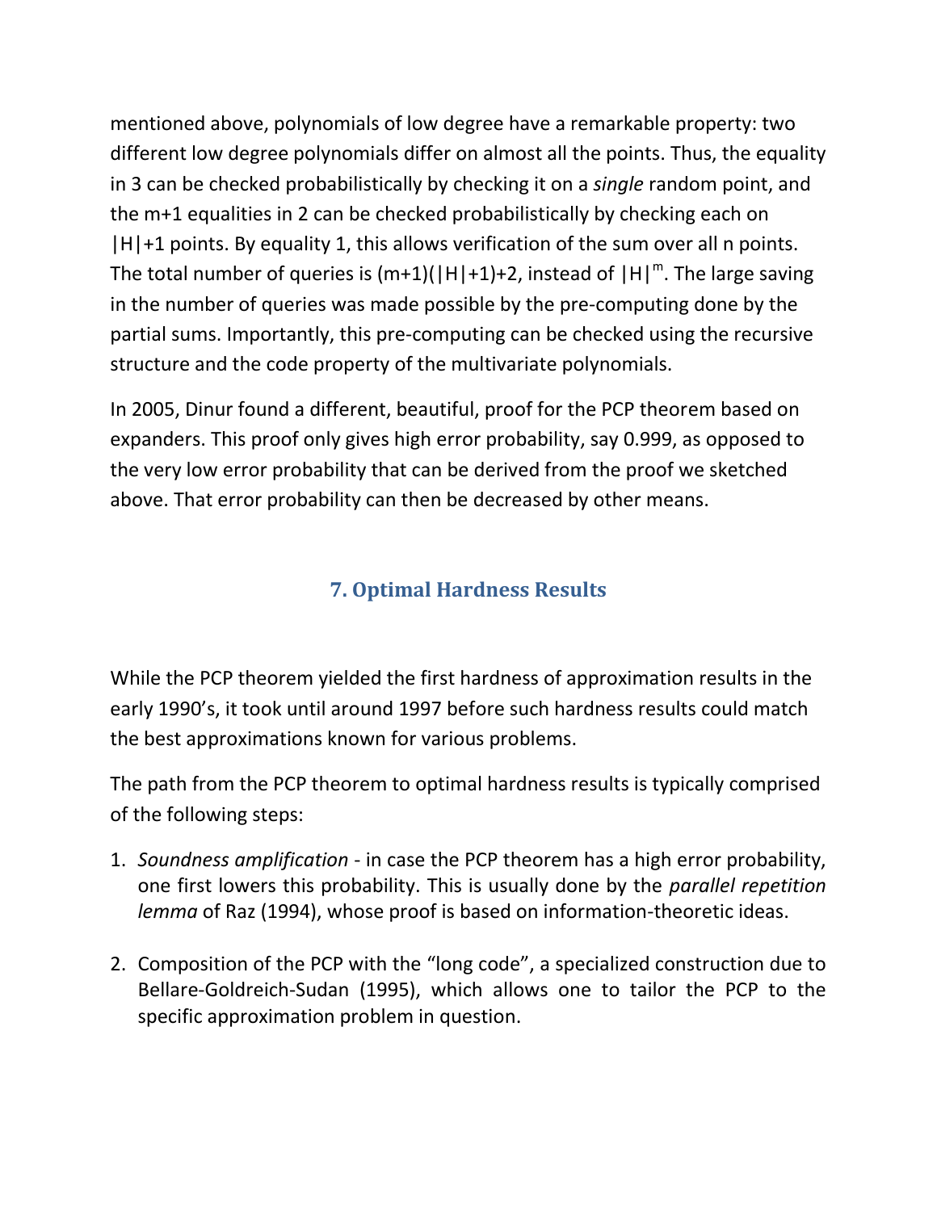mentioned above, polynomials of low degree have a remarkable property: two different low degree polynomials differ on almost all the points. Thus, the equality in 3 can be checked probabilistically by checking it on a *single* random point, and the m+1 equalities in 2 can be checked probabilistically by checking each on $|H|+1$ points. By equality 1, this allows verification of the sum over all n points. The total number of queries is $(m+1)(|H|+1)+2$, instead of $|H|^m$. The large saving in the number of queries was made possible by the pre-computing done by the partial sums. Importantly, this pre-computing can be checked using the recursive structure and the code property of the multivariate polynomials.

In 2005, Dinur found a different, beautiful, proof for the PCP theorem based on expanders. This proof only gives high error probability, say 0.999, as opposed to the very low error probability that can be derived from the proof we sketched above. That error probability can then be decreased by other means.

## 7. Optimal Hardness Results

While the PCP theorem yielded the first hardness of approximation results in the early 1990's, it took until around 1997 before such hardness results could match the best approximations known for various problems.

The path from the PCP theorem to optimal hardness results is typically comprised of the following steps:

1. *Soundness amplification* - in case the PCP theorem has a high error probability, one first lowers this probability. This is usually done by the *parallel repetition lemma* of Raz (1994), whose proof is based on information-theoretic ideas.

2. Composition of the PCP with the "long code", a specialized construction due to Bellare-Goldreich-Sudan (1995), which allows one to tailor the PCP to the specific approximation problem in question.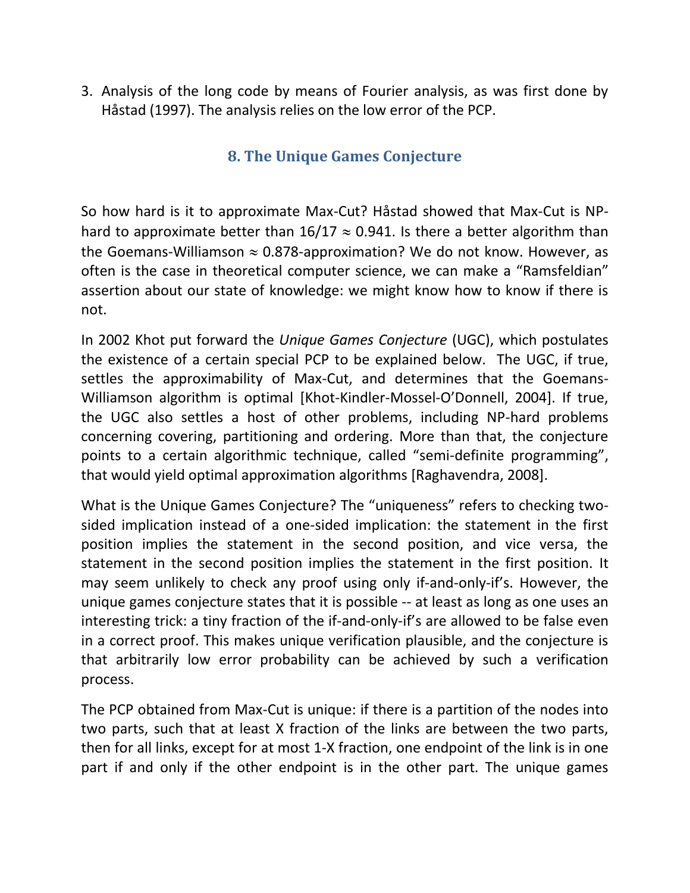3. Analysis of the long code by means of Fourier analysis, as was first done by Håstad (1997). The analysis relies on the low error of the PCP.

## 8. The Unique Games Conjecture

So how hard is it to approximate Max-Cut? Håstad showed that Max-Cut is NP-hard to approximate better than $16/17 \approx 0.941$. Is there a better algorithm than the Goemans-Williamson $\approx 0.878$-approximation? We do not know. However, as often is the case in theoretical computer science, we can make a "Ramsfeldian" assertion about our state of knowledge: we might know how to know if there is not.

In 2002 Khot put forward the *Unique Games Conjecture* (UGC), which postulates the existence of a certain special PCP to be explained below. The UGC, if true, settles the approximability of Max-Cut, and determines that the Goemans-Williamson algorithm is optimal [Khot-Kindler-Mossel-O'Donnell, 2004]. If true, the UGC also settles a host of other problems, including NP-hard problems concerning covering, partitioning and ordering. More than that, the conjecture points to a certain algorithmic technique, called "semi-definite programming", that would yield optimal approximation algorithms [Raghavendra, 2008].

What is the Unique Games Conjecture? The "uniqueness" refers to checking two-sided implication instead of a one-sided implication: the statement in the first position implies the statement in the second position, and vice versa, the statement in the second position implies the statement in the first position. It may seem unlikely to check any proof using only if-and-only-if's. However, the unique games conjecture states that it is possible -- at least as long as one uses an interesting trick: a tiny fraction of the if-and-only-if's are allowed to be false even in a correct proof. This makes unique verification plausible, and the conjecture is that arbitrarily low error probability can be achieved by such a verification process.

The PCP obtained from Max-Cut is unique: if there is a partition of the nodes into two parts, such that at least X fraction of the links are between the two parts, then for all links, except for at most 1-X fraction, one endpoint of the link is in one part if and only if the other endpoint is in the other part. The unique games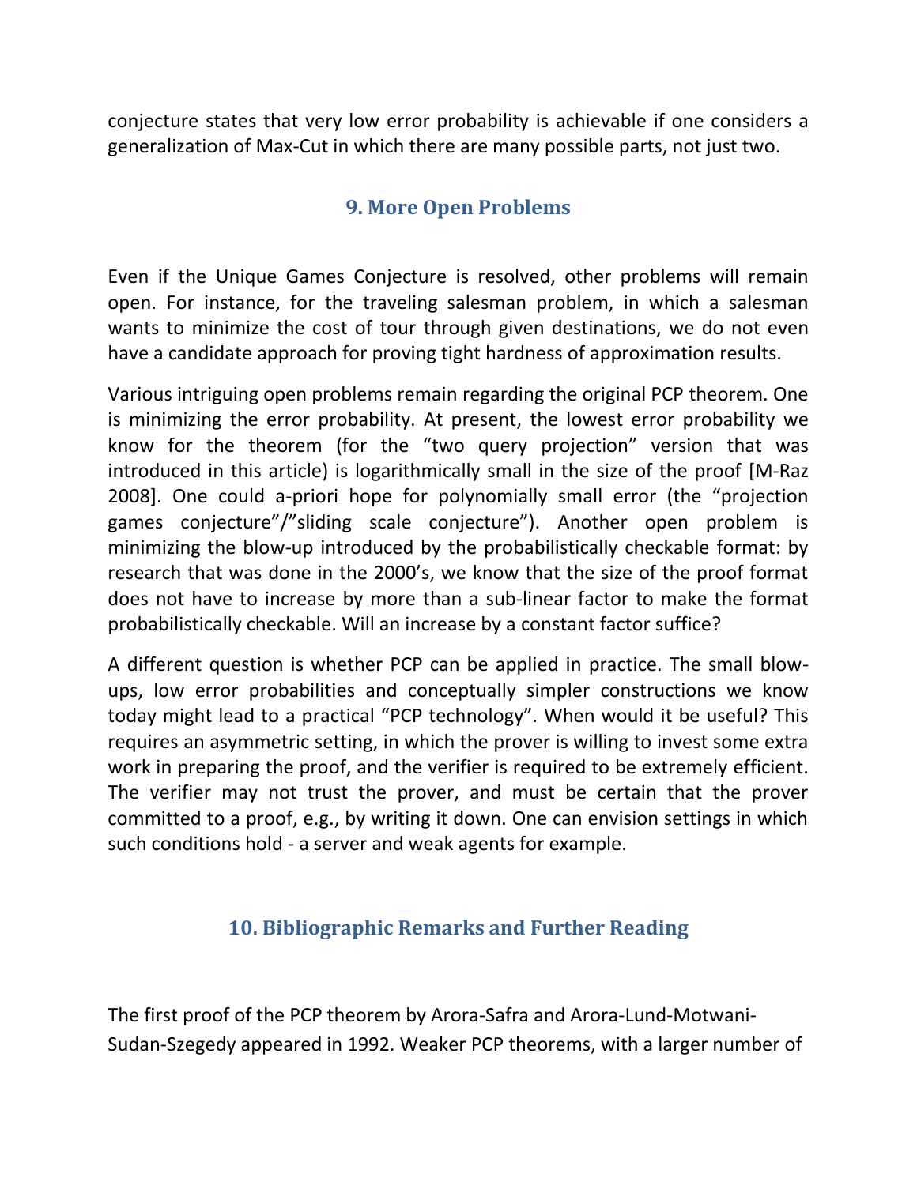conjecture states that very low error probability is achievable if one considers a generalization of Max-Cut in which there are many possible parts, not just two.

## 9. More Open Problems

Even if the Unique Games Conjecture is resolved, other problems will remain open. For instance, for the traveling salesman problem, in which a salesman wants to minimize the cost of tour through given destinations, we do not even have a candidate approach for proving tight hardness of approximation results.

Various intriguing open problems remain regarding the original PCP theorem. One is minimizing the error probability. At present, the lowest error probability we know for the theorem (for the "two query projection" version that was introduced in this article) is logarithmically small in the size of the proof [M-Raz 2008]. One could a-priori hope for polynomially small error (the "projection games conjecture"/"sliding scale conjecture"). Another open problem is minimizing the blow-up introduced by the probabilistically checkable format: by research that was done in the 2000's, we know that the size of the proof format does not have to increase by more than a sub-linear factor to make the format probabilistically checkable. Will an increase by a constant factor suffice?

A different question is whether PCP can be applied in practice. The small blow-ups, low error probabilities and conceptually simpler constructions we know today might lead to a practical "PCP technology". When would it be useful? This requires an asymmetric setting, in which the prover is willing to invest some extra work in preparing the proof, and the verifier is required to be extremely efficient. The verifier may not trust the prover, and must be certain that the prover committed to a proof, e.g., by writing it down. One can envision settings in which such conditions hold - a server and weak agents for example.

## 10. Bibliographic Remarks and Further Reading

The first proof of the PCP theorem by Arora-Safra and Arora-Lund-Motwani-Sudan-Szegedy appeared in 1992. Weaker PCP theorems, with a larger number of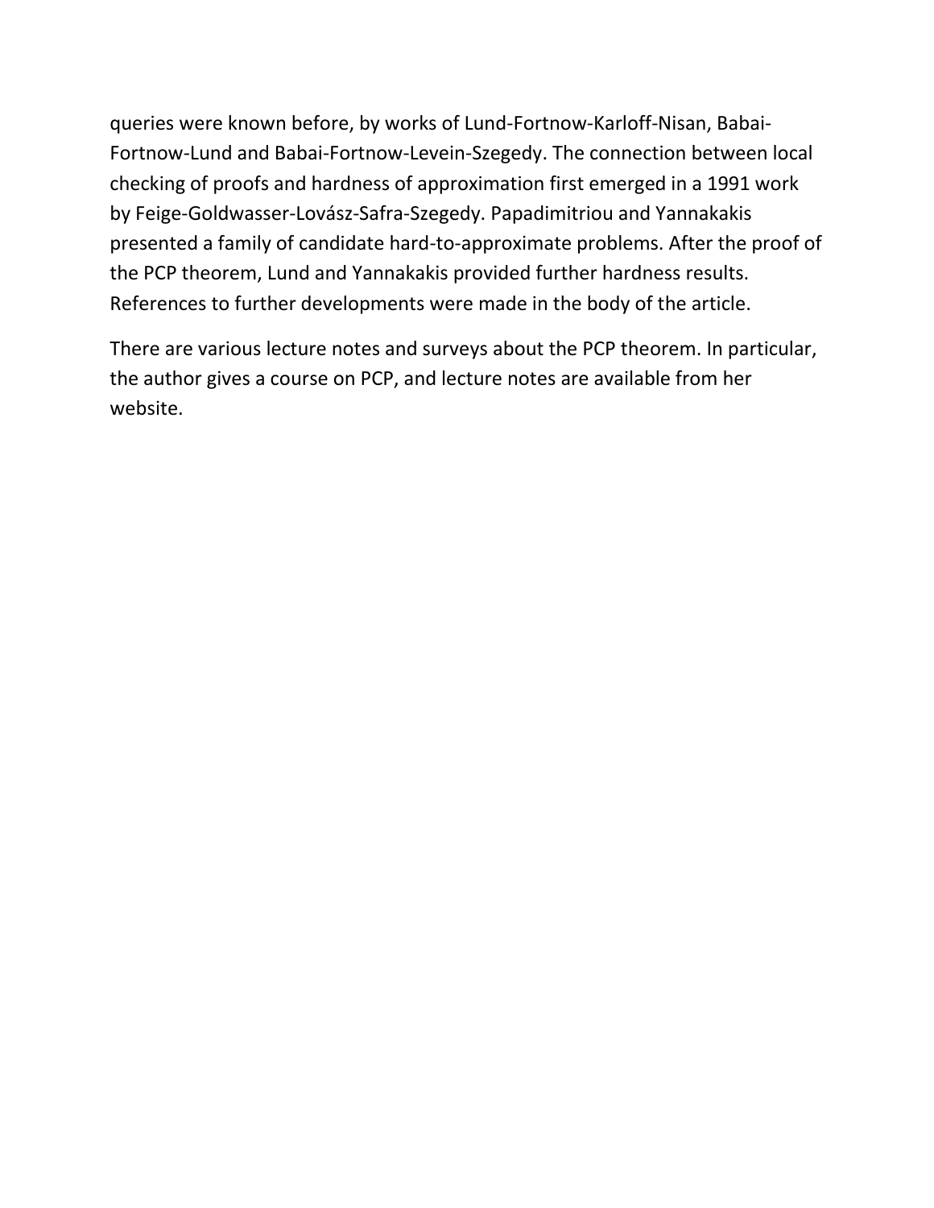queries were known before, by works of Lund-Fortnow-Karloff-Nisan, Babai-Fortnow-Lund and Babai-Fortnow-Levein-Szegedy. The connection between local checking of proofs and hardness of approximation first emerged in a 1991 work by Feige-Goldwasser-Lovász-Safra-Szegedy. Papadimitriou and Yannakakis presented a family of candidate hard-to-approximate problems. After the proof of the PCP theorem, Lund and Yannakakis provided further hardness results. References to further developments were made in the body of the article.

There are various lecture notes and surveys about the PCP theorem. In particular, the author gives a course on PCP, and lecture notes are available from her website.